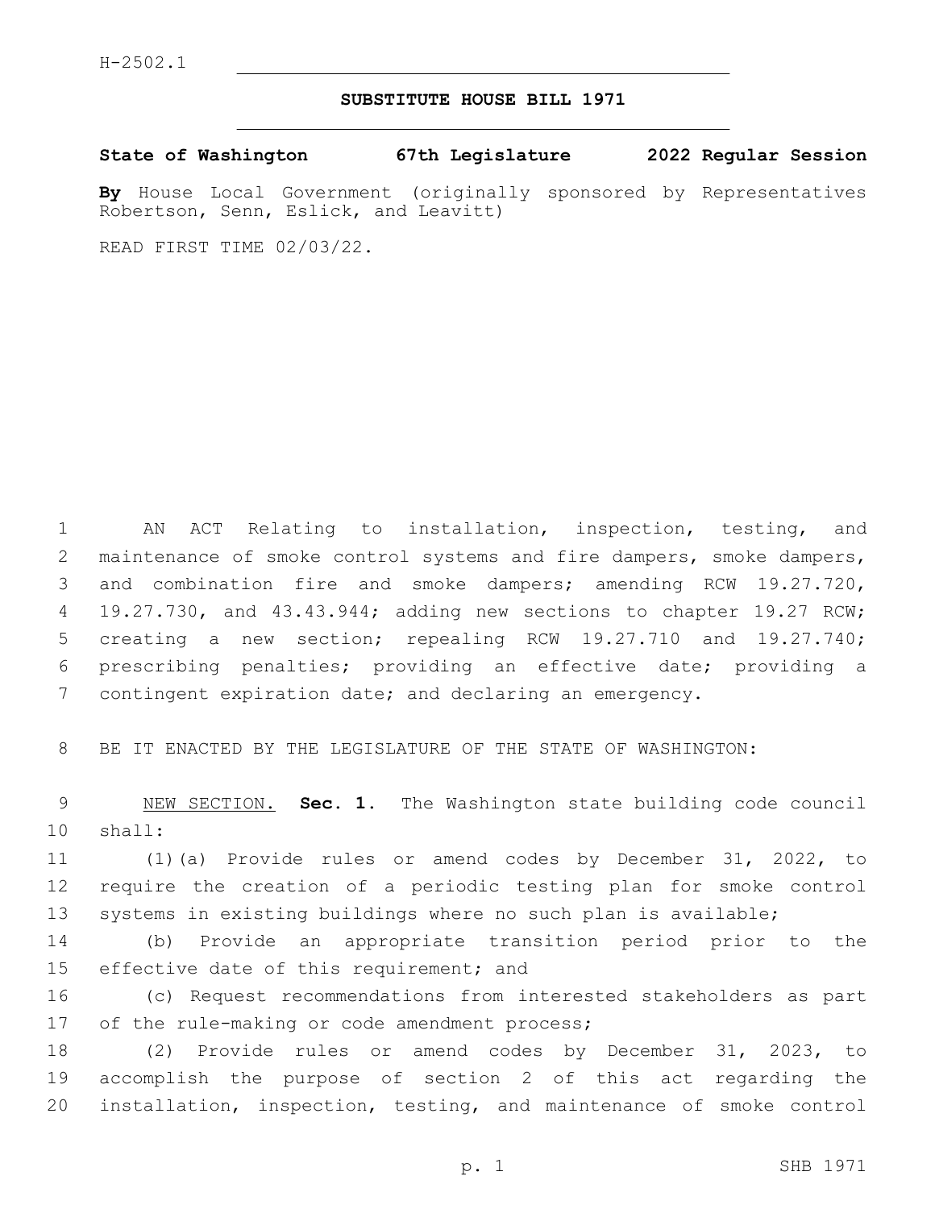H-2502.1

# SUBSTITUTE HOUSE BILL 1971

**State of Washington 67th Legislature 2022 Regular Session**

**By** House Local Government (originally sponsored by Representatives Robertson, Senn, Eslick, and Leavitt)

READ FIRST TIME 02/03/22.

AN ACT Relating to installation, inspection, testing, and maintenance of smoke control systems and fire dampers, smoke dampers, and combination fire and smoke dampers; amending RCW 19.27.720, 19.27.730, and 43.43.944; adding new sections to chapter 19.27 RCW; creating a new section; repealing RCW 19.27.710 and 19.27.740; prescribing penalties; providing an effective date; providing a contingent expiration date; and declaring an emergency.

BE IT ENACTED BY THE LEGISLATURE OF THE STATE OF WASHINGTON:

NEW SECTION. **Sec. 1.** The Washington state building code council shall:

(1)(a) Provide rules or amend codes by December 31, 2022, to require the creation of a periodic testing plan for smoke control systems in existing buildings where no such plan is available;

(b) Provide an appropriate transition period prior to the effective date of this requirement; and

(c) Request recommendations from interested stakeholders as part of the rule-making or code amendment process;

(2) Provide rules or amend codes by December 31, 2023, to accomplish the purpose of section 2 of this act regarding the installation, inspection, testing, and maintenance of smoke control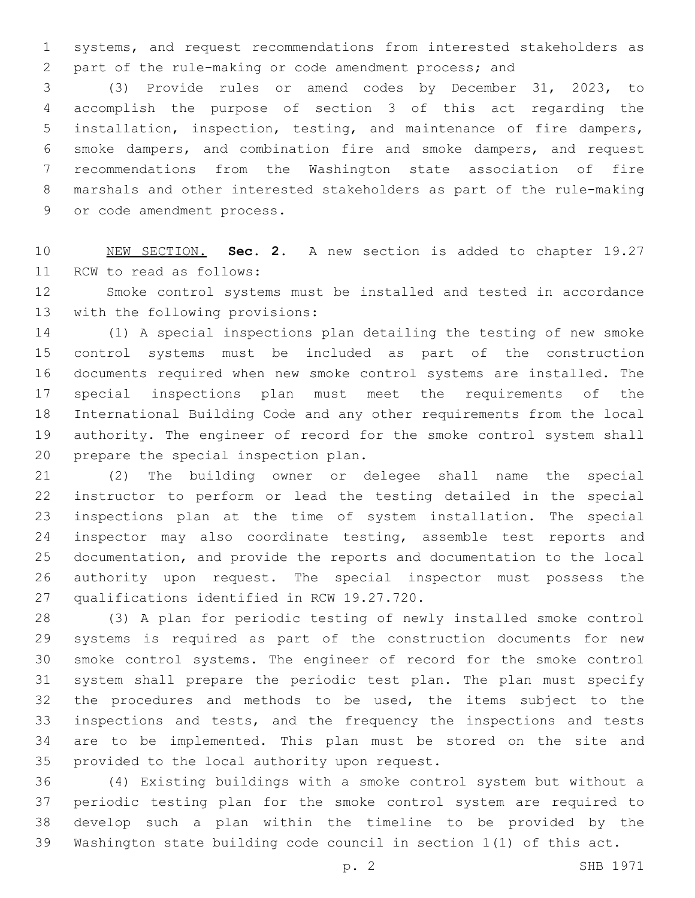systems, and request recommendations from interested stakeholders as part of the rule-making or code amendment process; and

(3) Provide rules or amend codes by December 31, 2023, to accomplish the purpose of section 3 of this act regarding the installation, inspection, testing, and maintenance of fire dampers, smoke dampers, and combination fire and smoke dampers, and request recommendations from the Washington state association of fire marshals and other interested stakeholders as part of the rule-making or code amendment process.

NEW SECTION. **Sec. 2.** A new section is added to chapter 19.27 RCW to read as follows:

Smoke control systems must be installed and tested in accordance with the following provisions:

(1) A special inspections plan detailing the testing of new smoke control systems must be included as part of the construction documents required when new smoke control systems are installed. The special inspections plan must meet the requirements of the International Building Code and any other requirements from the local authority. The engineer of record for the smoke control system shall prepare the special inspection plan.

(2) The building owner or delegee shall name the special instructor to perform or lead the testing detailed in the special inspections plan at the time of system installation. The special inspector may also coordinate testing, assemble test reports and documentation, and provide the reports and documentation to the local authority upon request. The special inspector must possess the qualifications identified in RCW 19.27.720.

(3) A plan for periodic testing of newly installed smoke control systems is required as part of the construction documents for new smoke control systems. The engineer of record for the smoke control system shall prepare the periodic test plan. The plan must specify the procedures and methods to be used, the items subject to the inspections and tests, and the frequency the inspections and tests are to be implemented. This plan must be stored on the site and provided to the local authority upon request.

(4) Existing buildings with a smoke control system but without a periodic testing plan for the smoke control system are required to develop such a plan within the timeline to be provided by the Washington state building code council in section 1(1) of this act.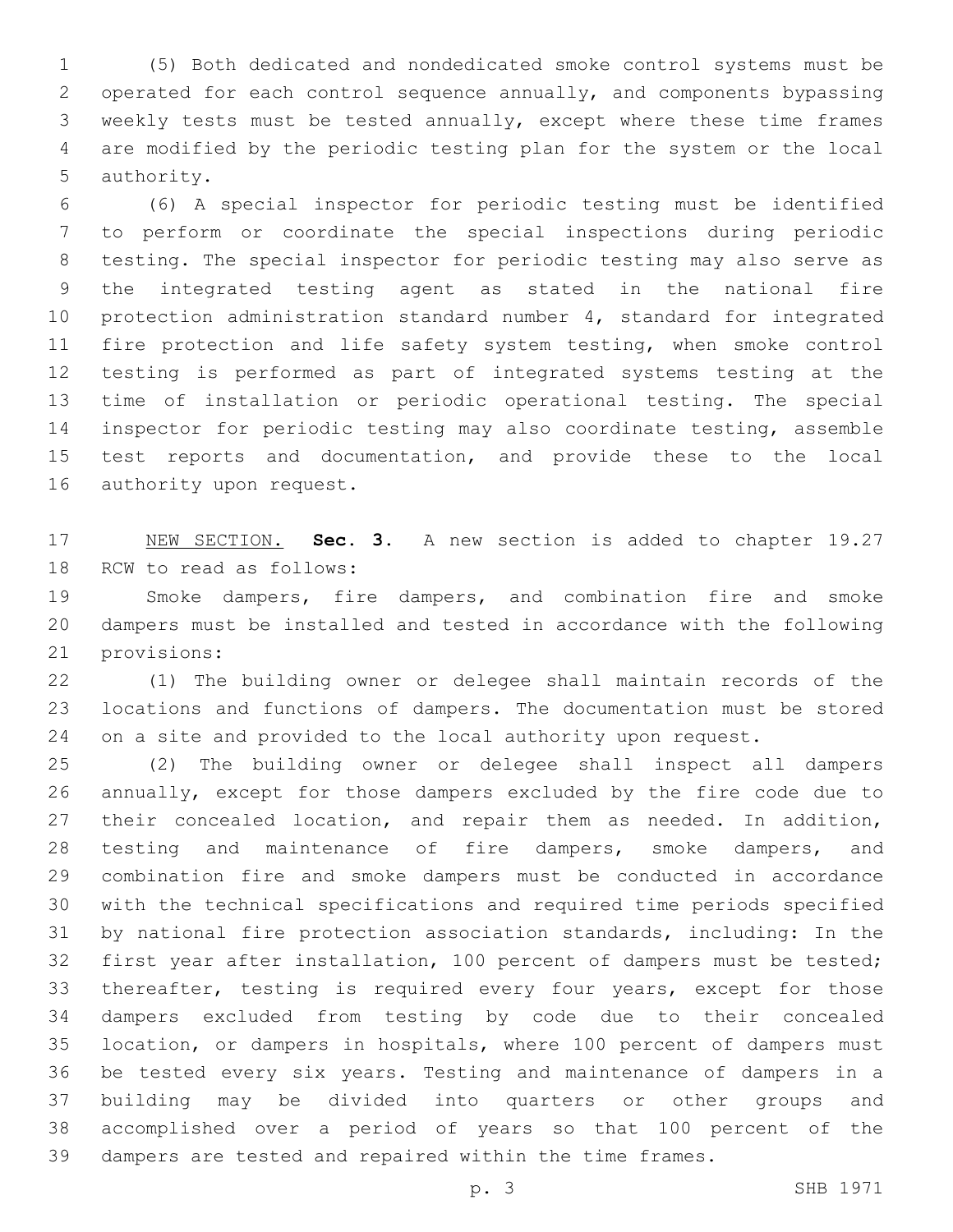(5) Both dedicated and nondedicated smoke control systems must be operated for each control sequence annually, and components bypassing weekly tests must be tested annually, except where these time frames are modified by the periodic testing plan for the system or the local authority.

(6) A special inspector for periodic testing must be identified to perform or coordinate the special inspections during periodic testing. The special inspector for periodic testing may also serve as the integrated testing agent as stated in the national fire protection administration standard number 4, standard for integrated fire protection and life safety system testing, when smoke control testing is performed as part of integrated systems testing at the time of installation or periodic operational testing. The special inspector for periodic testing may also coordinate testing, assemble test reports and documentation, and provide these to the local authority upon request.

NEW SECTION. **Sec. 3.** A new section is added to chapter 19.27 RCW to read as follows:

Smoke dampers, fire dampers, and combination fire and smoke dampers must be installed and tested in accordance with the following provisions:

(1) The building owner or delegee shall maintain records of the locations and functions of dampers. The documentation must be stored on a site and provided to the local authority upon request.

(2) The building owner or delegee shall inspect all dampers annually, except for those dampers excluded by the fire code due to their concealed location, and repair them as needed. In addition, testing and maintenance of fire dampers, smoke dampers, and combination fire and smoke dampers must be conducted in accordance with the technical specifications and required time periods specified by national fire protection association standards, including: In the first year after installation, 100 percent of dampers must be tested; thereafter, testing is required every four years, except for those dampers excluded from testing by code due to their concealed location, or dampers in hospitals, where 100 percent of dampers must be tested every six years. Testing and maintenance of dampers in a building may be divided into quarters or other groups and accomplished over a period of years so that 100 percent of the dampers are tested and repaired within the time frames.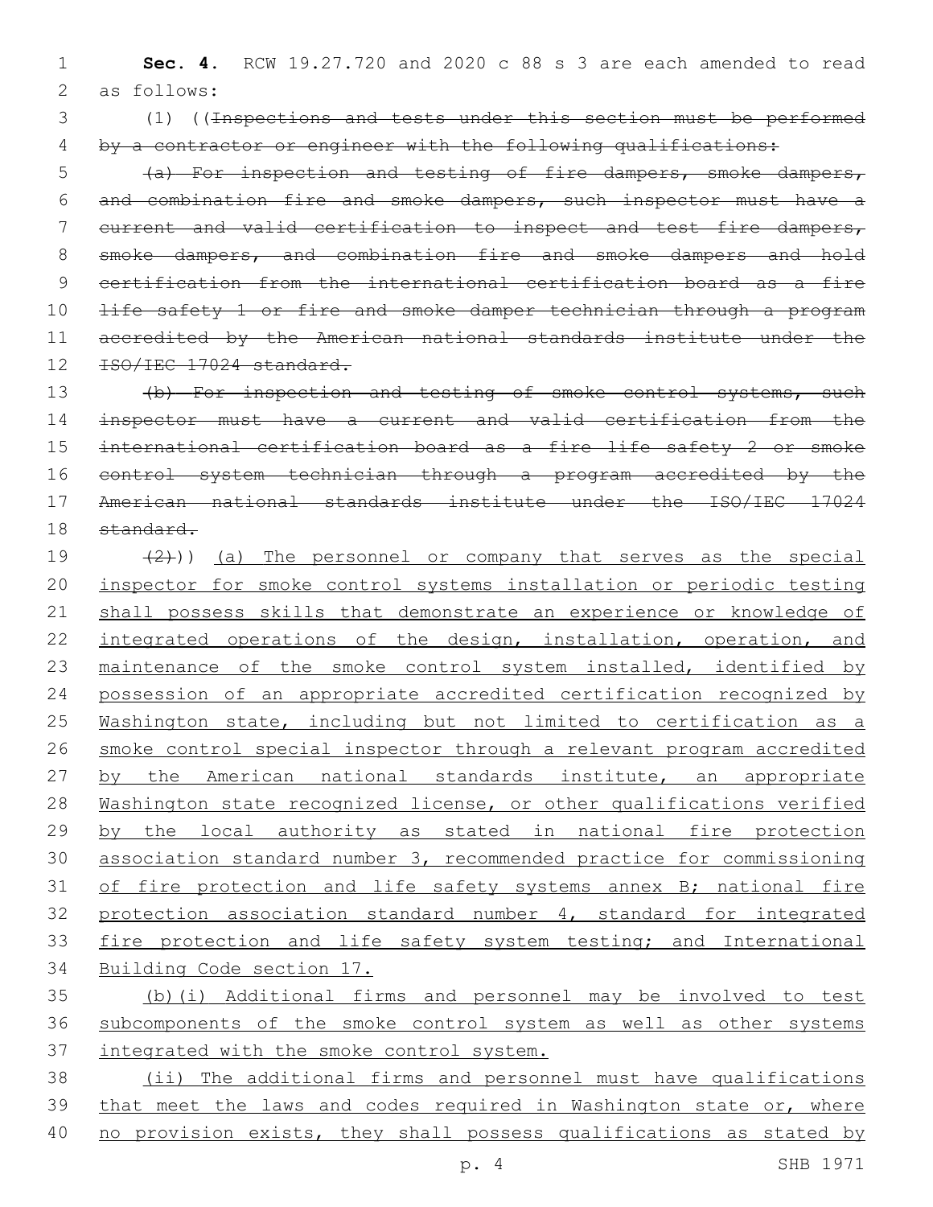**Sec. 4.** RCW 19.27.720 and 2020 c 88 s 3 are each amended to read as follows:

(1) ((~~Inspections and tests under this section must be performed by a contractor or engineer with the following qualifications:~~

~~(a) For inspection and testing of fire dampers, smoke dampers, and combination fire and smoke dampers, such inspector must have a current and valid certification to inspect and test fire dampers, smoke dampers, and combination fire and smoke dampers and hold certification from the international certification board as a fire life safety 1 or fire and smoke damper technician through a program accredited by the American national standards institute under the ISO/IEC 17024 standard.~~

~~(b) For inspection and testing of smoke control systems, such inspector must have a current and valid certification from the international certification board as a fire life safety 2 or smoke control system technician through a program accredited by the American national standards institute under the ISO/IEC 17024 standard.~~

~~(2)~~)) <u>(a) The personnel or company that serves as the special inspector for smoke control systems installation or periodic testing shall possess skills that demonstrate an experience or knowledge of integrated operations of the design, installation, operation, and maintenance of the smoke control system installed, identified by possession of an appropriate accredited certification recognized by Washington state, including but not limited to certification as a smoke control special inspector through a relevant program accredited by the American national standards institute, an appropriate Washington state recognized license, or other qualifications verified by the local authority as stated in national fire protection association standard number 3, recommended practice for commissioning of fire protection and life safety systems annex B; national fire protection association standard number 4, standard for integrated fire protection and life safety system testing; and International Building Code section 17.</u>

<u>(b)(i) Additional firms and personnel may be involved to test subcomponents of the smoke control system as well as other systems integrated with the smoke control system.</u>

<u>(ii) The additional firms and personnel must have qualifications that meet the laws and codes required in Washington state or, where no provision exists, they shall possess qualifications as stated by</u>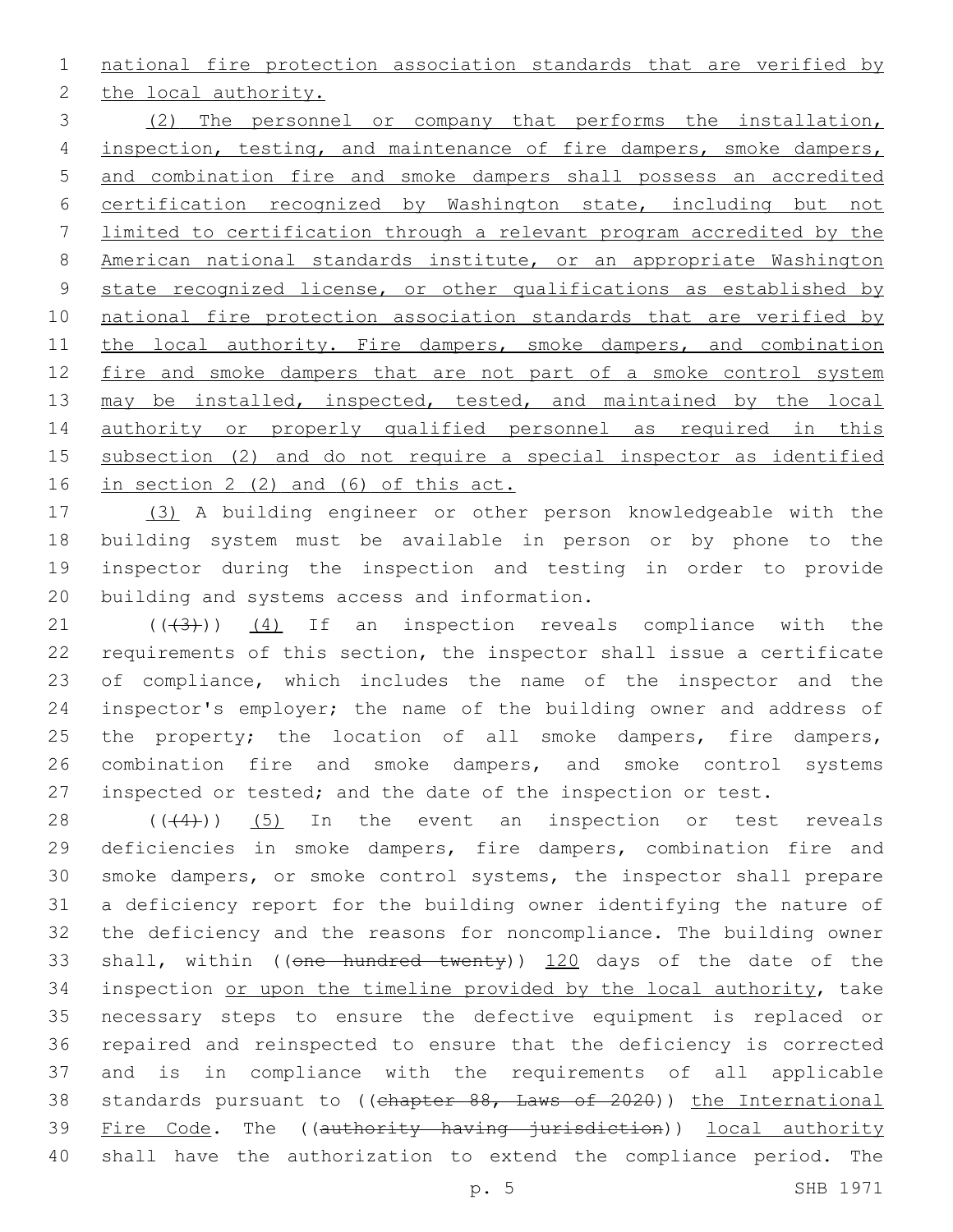national fire protection association standards that are verified by the local authority.

(2) The personnel or company that performs the installation, inspection, testing, and maintenance of fire dampers, smoke dampers, and combination fire and smoke dampers shall possess an accredited certification recognized by Washington state, including but not limited to certification through a relevant program accredited by the American national standards institute, or an appropriate Washington state recognized license, or other qualifications as established by national fire protection association standards that are verified by the local authority. Fire dampers, smoke dampers, and combination fire and smoke dampers that are not part of a smoke control system may be installed, inspected, tested, and maintained by the local authority or properly qualified personnel as required in this subsection (2) and do not require a special inspector as identified in section 2 (2) and (6) of this act.

(3) A building engineer or other person knowledgeable with the building system must be available in person or by phone to the inspector during the inspection and testing in order to provide building and systems access and information.

(((3))) (4) If an inspection reveals compliance with the requirements of this section, the inspector shall issue a certificate of compliance, which includes the name of the inspector and the inspector's employer; the name of the building owner and address of the property; the location of all smoke dampers, fire dampers, combination fire and smoke dampers, and smoke control systems inspected or tested; and the date of the inspection or test.

(((4))) (5) In the event an inspection or test reveals deficiencies in smoke dampers, fire dampers, combination fire and smoke dampers, or smoke control systems, the inspector shall prepare a deficiency report for the building owner identifying the nature of the deficiency and the reasons for noncompliance. The building owner shall, within ((~~one hundred twenty~~)) 120 days of the date of the inspection or upon the timeline provided by the local authority, take necessary steps to ensure the defective equipment is replaced or repaired and reinspected to ensure that the deficiency is corrected and is in compliance with the requirements of all applicable standards pursuant to ((~~chapter 88, Laws of 2020~~)) the International Fire Code. The ((~~authority having jurisdiction~~)) local authority shall have the authorization to extend the compliance period. The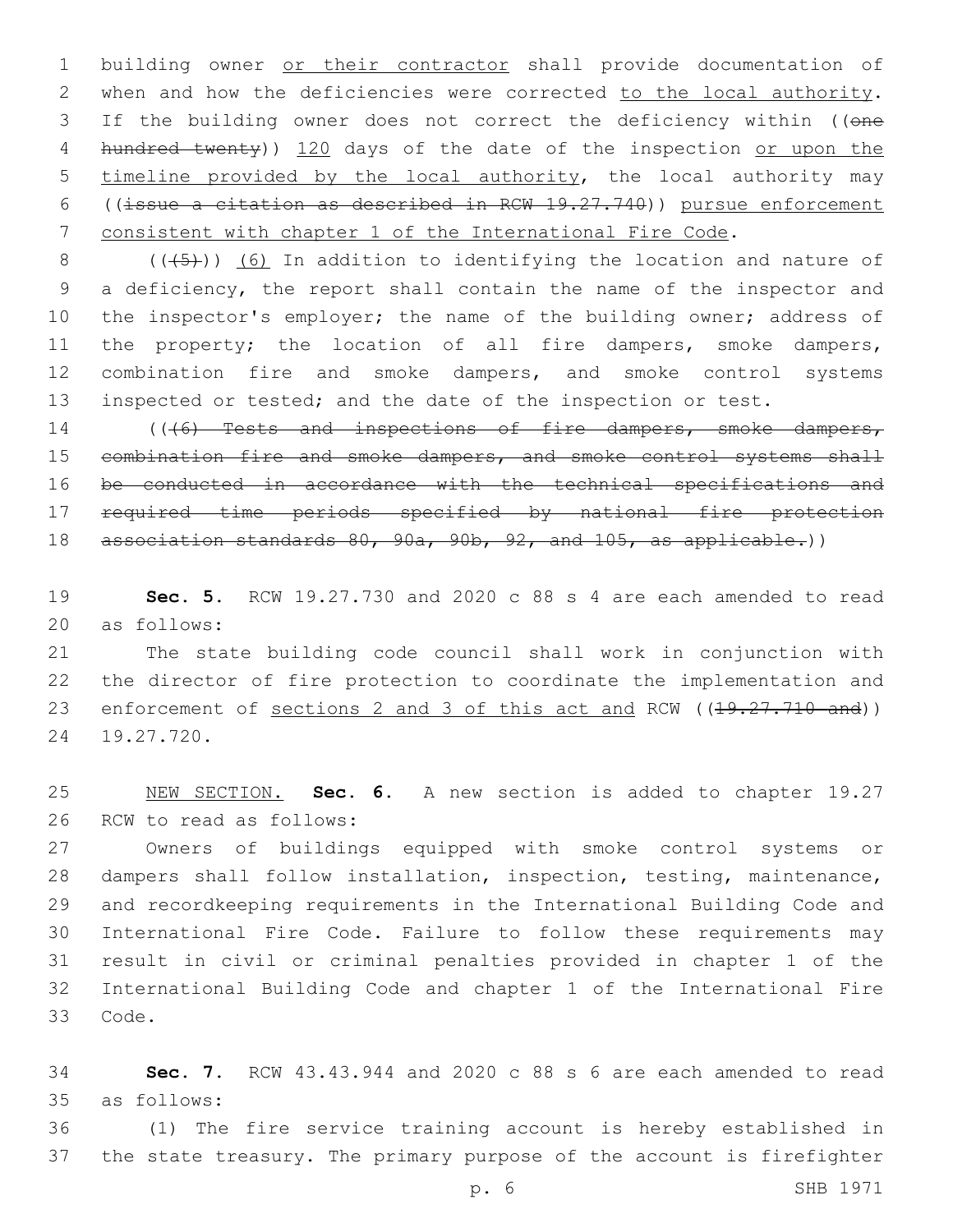building owner or their contractor shall provide documentation of when and how the deficiencies were corrected to the local authority. If the building owner does not correct the deficiency within ((~~one hundred twenty~~)) 120 days of the date of the inspection or upon the timeline provided by the local authority, the local authority may ((~~issue a citation as described in RCW 19.27.740~~)) pursue enforcement consistent with chapter 1 of the International Fire Code.

((~~(5)~~)) (6) In addition to identifying the location and nature of a deficiency, the report shall contain the name of the inspector and the inspector's employer; the name of the building owner; address of the property; the location of all fire dampers, smoke dampers, combination fire and smoke dampers, and smoke control systems inspected or tested; and the date of the inspection or test.

((~~(6) Tests and inspections of fire dampers, smoke dampers, combination fire and smoke dampers, and smoke control systems shall be conducted in accordance with the technical specifications and required time periods specified by national fire protection association standards 80, 90a, 90b, 92, and 105, as applicable.~~))

**Sec. 5.** RCW 19.27.730 and 2020 c 88 s 4 are each amended to read as follows:

The state building code council shall work in conjunction with the director of fire protection to coordinate the implementation and enforcement of sections 2 and 3 of this act and RCW ((~~19.27.710 and~~)) 19.27.720.

NEW SECTION. **Sec. 6.** A new section is added to chapter 19.27 RCW to read as follows:

Owners of buildings equipped with smoke control systems or dampers shall follow installation, inspection, testing, maintenance, and recordkeeping requirements in the International Building Code and International Fire Code. Failure to follow these requirements may result in civil or criminal penalties provided in chapter 1 of the International Building Code and chapter 1 of the International Fire Code.

**Sec. 7.** RCW 43.43.944 and 2020 c 88 s 6 are each amended to read as follows:

(1) The fire service training account is hereby established in the state treasury. The primary purpose of the account is firefighter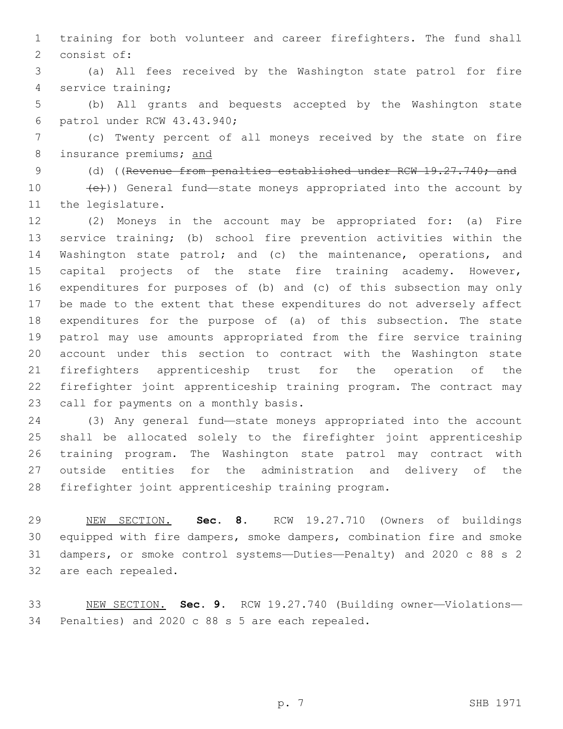training for both volunteer and career firefighters. The fund shall consist of:

(a) All fees received by the Washington state patrol for fire service training;

(b) All grants and bequests accepted by the Washington state patrol under RCW 43.43.940;

(c) Twenty percent of all moneys received by the state on fire insurance premiums; <u>and</u>

(d) ((~~Revenue from penalties established under RCW 19.27.740; and~~

~~(e)~~)) General fund—state moneys appropriated into the account by the legislature.

(2) Moneys in the account may be appropriated for: (a) Fire service training; (b) school fire prevention activities within the Washington state patrol; and (c) the maintenance, operations, and capital projects of the state fire training academy. However, expenditures for purposes of (b) and (c) of this subsection may only be made to the extent that these expenditures do not adversely affect expenditures for the purpose of (a) of this subsection. The state patrol may use amounts appropriated from the fire service training account under this section to contract with the Washington state firefighters apprenticeship trust for the operation of the firefighter joint apprenticeship training program. The contract may call for payments on a monthly basis.

(3) Any general fund—state moneys appropriated into the account shall be allocated solely to the firefighter joint apprenticeship training program. The Washington state patrol may contract with outside entities for the administration and delivery of the firefighter joint apprenticeship training program.

<u>NEW SECTION.</u> **Sec. 8.** RCW 19.27.710 (Owners of buildings equipped with fire dampers, smoke dampers, combination fire and smoke dampers, or smoke control systems—Duties—Penalty) and 2020 c 88 s 2 are each repealed.

<u>NEW SECTION.</u> **Sec. 9.** RCW 19.27.740 (Building owner—Violations—Penalties) and 2020 c 88 s 5 are each repealed.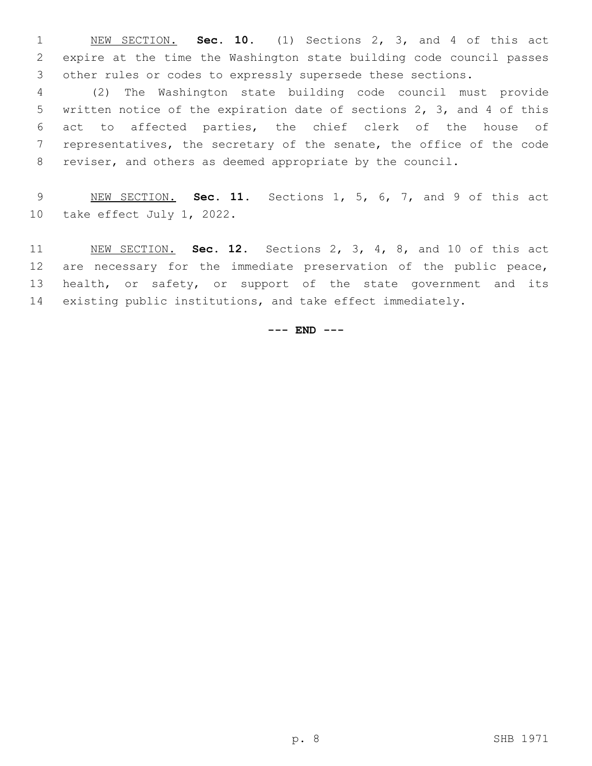NEW SECTION. **Sec. 10.** (1) Sections 2, 3, and 4 of this act expire at the time the Washington state building code council passes other rules or codes to expressly supersede these sections.

(2) The Washington state building code council must provide written notice of the expiration date of sections 2, 3, and 4 of this act to affected parties, the chief clerk of the house of representatives, the secretary of the senate, the office of the code reviser, and others as deemed appropriate by the council.

NEW SECTION. **Sec. 11.** Sections 1, 5, 6, 7, and 9 of this act take effect July 1, 2022.

NEW SECTION. **Sec. 12.** Sections 2, 3, 4, 8, and 10 of this act are necessary for the immediate preservation of the public peace, health, or safety, or support of the state government and its existing public institutions, and take effect immediately.

**--- END ---**